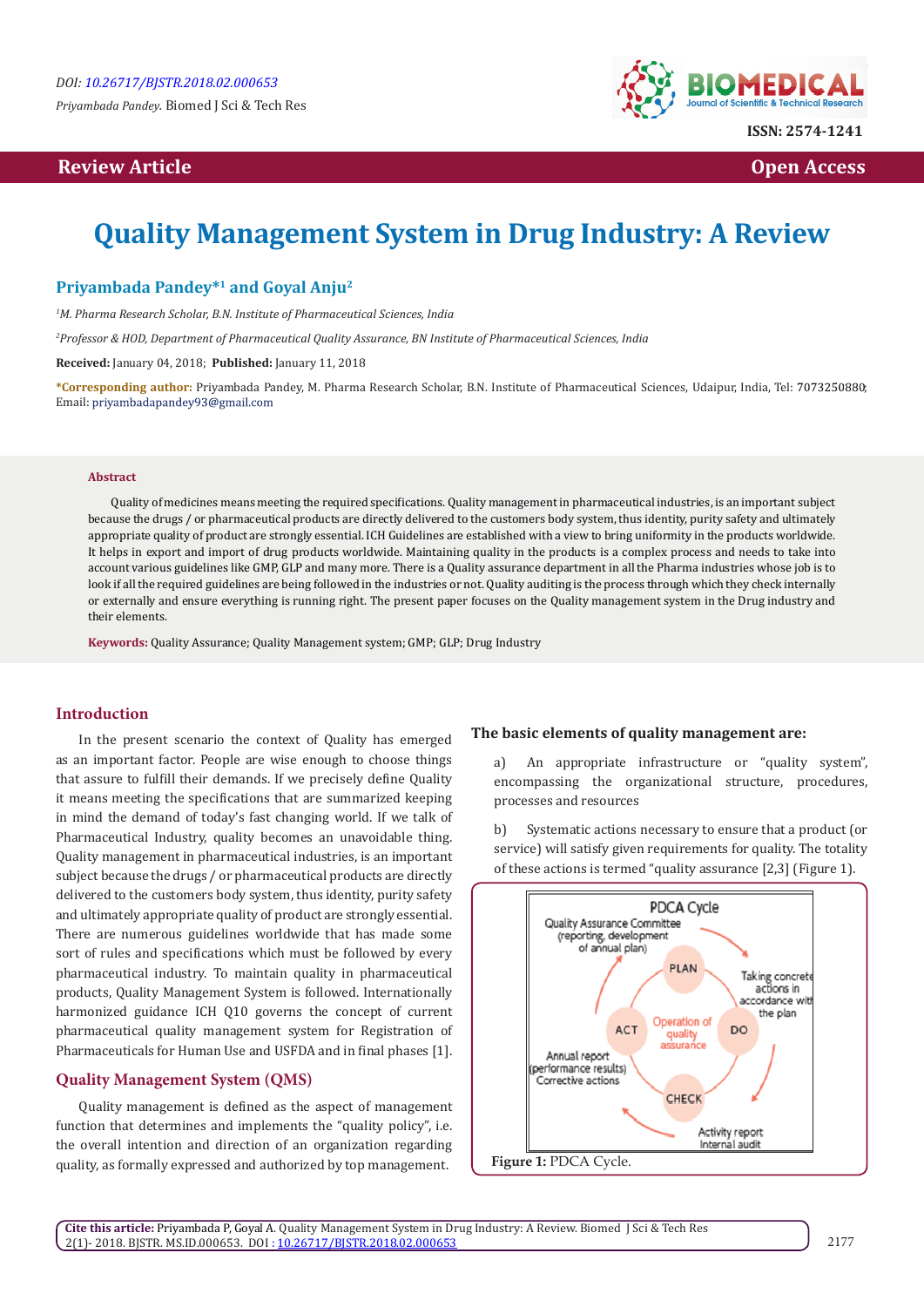DOI: 10.26717/BJSTR.2018.02.000653

*Priyambada Pandey.* Biomed J Sci & Tech Res

ISSN: 2574-1241

**Review Article** **Open Access**

# Quality Management System in Drug Industry: A Review

**Priyambada Pandey*[1] and Goyal Anju[2]**

*[1]M. Pharma Research Scholar, B.N. Institute of Pharmaceutical Sciences, India*

*[2]Professor & HOD, Department of Pharmaceutical Quality Assurance, BN Institute of Pharmaceutical Sciences, India*

**Received:** January 04, 2018; **Published:** January 11, 2018

***Corresponding author:** Priyambada Pandey, M. Pharma Research Scholar, B.N. Institute of Pharmaceutical Sciences, Udaipur, India, Tel: 7073250880; Email: priyambadapandey93@gmail.com

**Abstract**

Quality of medicines means meeting the required specifications. Quality management in pharmaceutical industries, is an important subject because the drugs / or pharmaceutical products are directly delivered to the customers body system, thus identity, purity safety and ultimately appropriate quality of product are strongly essential. ICH Guidelines are established with a view to bring uniformity in the products worldwide. It helps in export and import of drug products worldwide. Maintaining quality in the products is a complex process and needs to take into account various guidelines like GMP, GLP and many more. There is a Quality assurance department in all the Pharma industries whose job is to look if all the required guidelines are being followed in the industries or not. Quality auditing is the process through which they check internally or externally and ensure everything is running right. The present paper focuses on the Quality management system in the Drug industry and their elements.

**Keywords:** Quality Assurance; Quality Management system; GMP; GLP; Drug Industry

## Introduction

In the present scenario the context of Quality has emerged as an important factor. People are wise enough to choose things that assure to fulfill their demands. If we precisely define Quality it means meeting the specifications that are summarized keeping in mind the demand of today's fast changing world. If we talk of Pharmaceutical Industry, quality becomes an unavoidable thing. Quality management in pharmaceutical industries, is an important subject because the drugs / or pharmaceutical products are directly delivered to the customers body system, thus identity, purity safety and ultimately appropriate quality of product are strongly essential. There are numerous guidelines worldwide that has made some sort of rules and specifications which must be followed by every pharmaceutical industry. To maintain quality in pharmaceutical products, Quality Management System is followed. Internationally harmonized guidance ICH Q10 governs the concept of current pharmaceutical quality management system for Registration of Pharmaceuticals for Human Use and USFDA and in final phases [1].

## Quality Management System (QMS)

Quality management is defined as the aspect of management function that determines and implements the "quality policy", i.e. the overall intention and direction of an organization regarding quality, as formally expressed and authorized by top management.

**The basic elements of quality management are:**

a) An appropriate infrastructure or "quality system", encompassing the organizational structure, procedures, processes and resources

b) Systematic actions necessary to ensure that a product (or service) will satisfy given requirements for quality. The totality of these actions is termed "quality assurance [2,3] (Figure 1).

**Figure 1:** PDCA Cycle.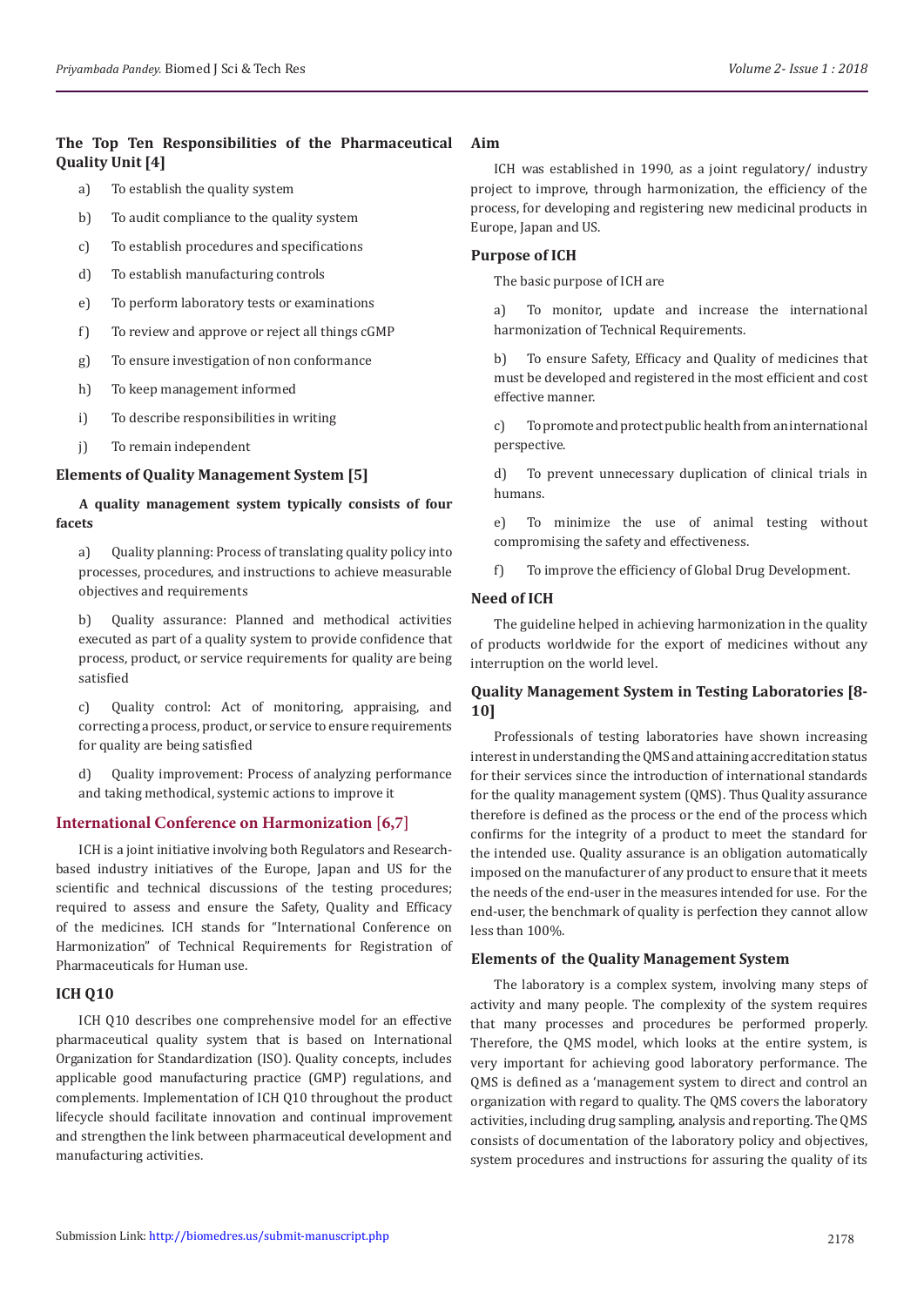### The Top Ten Responsibilities of the Pharmaceutical Quality Unit [4]

a) To establish the quality system

b) To audit compliance to the quality system

c) To establish procedures and specifications

d) To establish manufacturing controls

e) To perform laboratory tests or examinations

f) To review and approve or reject all things cGMP

g) To ensure investigation of non conformance

h) To keep management informed

i) To describe responsibilities in writing

j) To remain independent

### Elements of Quality Management System [5]

**A quality management system typically consists of four facets**

a) Quality planning: Process of translating quality policy into processes, procedures, and instructions to achieve measurable objectives and requirements

b) Quality assurance: Planned and methodical activities executed as part of a quality system to provide confidence that process, product, or service requirements for quality are being satisfied

c) Quality control: Act of monitoring, appraising, and correcting a process, product, or service to ensure requirements for quality are being satisfied

d) Quality improvement: Process of analyzing performance and taking methodical, systemic actions to improve it

## International Conference on Harmonization [6,7]

ICH is a joint initiative involving both Regulators and Research-based industry initiatives of the Europe, Japan and US for the scientific and technical discussions of the testing procedures; required to assess and ensure the Safety, Quality and Efficacy of the medicines. ICH stands for "International Conference on Harmonization" of Technical Requirements for Registration of Pharmaceuticals for Human use.

### ICH Q10

ICH Q10 describes one comprehensive model for an effective pharmaceutical quality system that is based on International Organization for Standardization (ISO). Quality concepts, includes applicable good manufacturing practice (GMP) regulations, and complements. Implementation of ICH Q10 throughout the product lifecycle should facilitate innovation and continual improvement and strengthen the link between pharmaceutical development and manufacturing activities.

### Aim

ICH was established in 1990, as a joint regulatory/ industry project to improve, through harmonization, the efficiency of the process, for developing and registering new medicinal products in Europe, Japan and US.

### Purpose of ICH

The basic purpose of ICH are

a) To monitor, update and increase the international harmonization of Technical Requirements.

b) To ensure Safety, Efficacy and Quality of medicines that must be developed and registered in the most efficient and cost effective manner.

c) To promote and protect public health from an international perspective.

d) To prevent unnecessary duplication of clinical trials in humans.

e) To minimize the use of animal testing without compromising the safety and effectiveness.

f) To improve the efficiency of Global Drug Development.

### Need of ICH

The guideline helped in achieving harmonization in the quality of products worldwide for the export of medicines without any interruption on the world level.

### Quality Management System in Testing Laboratories [8-10]

Professionals of testing laboratories have shown increasing interest in understanding the QMS and attaining accreditation status for their services since the introduction of international standards for the quality management system (QMS). Thus Quality assurance therefore is defined as the process or the end of the process which confirms for the integrity of a product to meet the standard for the intended use. Quality assurance is an obligation automatically imposed on the manufacturer of any product to ensure that it meets the needs of the end-user in the measures intended for use. For the end-user, the benchmark of quality is perfection they cannot allow less than 100%.

### Elements of the Quality Management System

The laboratory is a complex system, involving many steps of activity and many people. The complexity of the system requires that many processes and procedures be performed properly. Therefore, the QMS model, which looks at the entire system, is very important for achieving good laboratory performance. The QMS is defined as a 'management system to direct and control an organization with regard to quality. The QMS covers the laboratory activities, including drug sampling, analysis and reporting. The QMS consists of documentation of the laboratory policy and objectives, system procedures and instructions for assuring the quality of its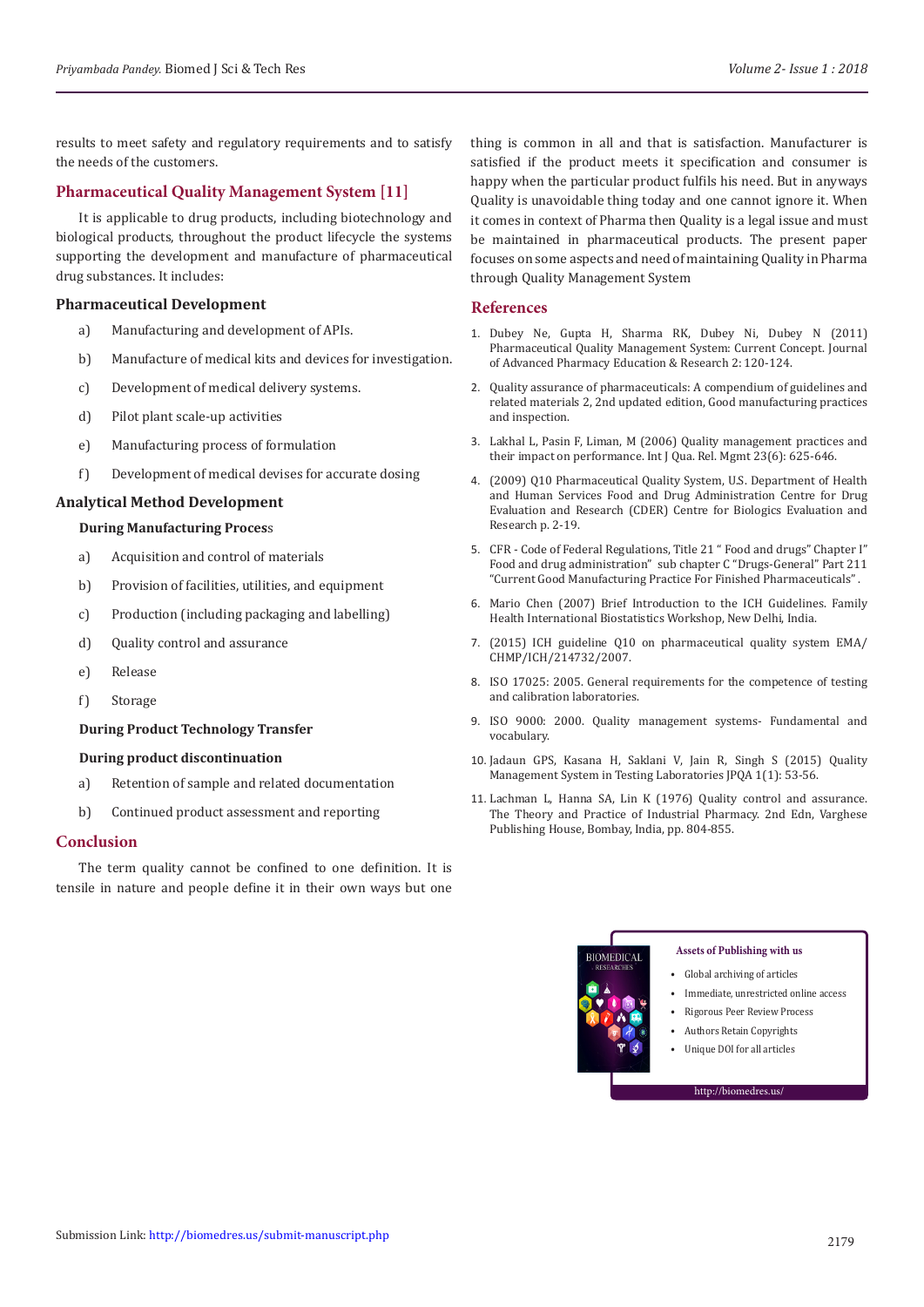results to meet safety and regulatory requirements and to satisfy the needs of the customers.

## Pharmaceutical Quality Management System [11]

It is applicable to drug products, including biotechnology and biological products, throughout the product lifecycle the systems supporting the development and manufacture of pharmaceutical drug substances. It includes:

### Pharmaceutical Development

a) Manufacturing and development of APIs.

b) Manufacture of medical kits and devices for investigation.

c) Development of medical delivery systems.

d) Pilot plant scale-up activities

e) Manufacturing process of formulation

f) Development of medical devises for accurate dosing

### Analytical Method Development

**During Manufacturing Process**

a) Acquisition and control of materials

b) Provision of facilities, utilities, and equipment

c) Production (including packaging and labelling)

d) Quality control and assurance

e) Release

f) Storage

**During Product Technology Transfer**

**During product discontinuation**

a) Retention of sample and related documentation

b) Continued product assessment and reporting

## Conclusion

The term quality cannot be confined to one definition. It is tensile in nature and people define it in their own ways but one thing is common in all and that is satisfaction. Manufacturer is satisfied if the product meets it specification and consumer is happy when the particular product fulfils his need. But in anyways Quality is unavoidable thing today and one cannot ignore it. When it comes in context of Pharma then Quality is a legal issue and must be maintained in pharmaceutical products. The present paper focuses on some aspects and need of maintaining Quality in Pharma through Quality Management System

## References

1. Dubey Ne, Gupta H, Sharma RK, Dubey Ni, Dubey N (2011) Pharmaceutical Quality Management System: Current Concept. Journal of Advanced Pharmacy Education & Research 2: 120-124.
2. Quality assurance of pharmaceuticals: A compendium of guidelines and related materials 2, 2nd updated edition, Good manufacturing practices and inspection.
3. Lakhal L, Pasin F, Liman, M (2006) Quality management practices and their impact on performance. Int J Qua. Rel. Mgmt 23(6): 625-646.
4. (2009) Q10 Pharmaceutical Quality System, U.S. Department of Health and Human Services Food and Drug Administration Centre for Drug Evaluation and Research (CDER) Centre for Biologics Evaluation and Research p. 2-19.
5. CFR - Code of Federal Regulations, Title 21 " Food and drugs" Chapter I" Food and drug administration" sub chapter C "Drugs-General" Part 211 "Current Good Manufacturing Practice For Finished Pharmaceuticals" .
6. Mario Chen (2007) Brief Introduction to the ICH Guidelines. Family Health International Biostatistics Workshop, New Delhi, India.
7. (2015) ICH guideline Q10 on pharmaceutical quality system EMA/CHMP/ICH/214732/2007.
8. ISO 17025: 2005. General requirements for the competence of testing and calibration laboratories.
9. ISO 9000: 2000. Quality management systems- Fundamental and vocabulary.
10. Jadaun GPS, Kasana H, Saklani V, Jain R, Singh S (2015) Quality Management System in Testing Laboratories JPQA 1(1): 53-56.
11. Lachman L, Hanna SA, Lin K (1976) Quality control and assurance. The Theory and Practice of Industrial Pharmacy. 2nd Edn, Varghese Publishing House, Bombay, India, pp. 804-855.

**Assets of Publishing with us**

- Global archiving of articles
- Immediate, unrestricted online access
- Rigorous Peer Review Process
- Authors Retain Copyrights
- Unique DOI for all articles

http://biomedres.us/

Submission Link: http://biomedres.us/submit-manuscript.php